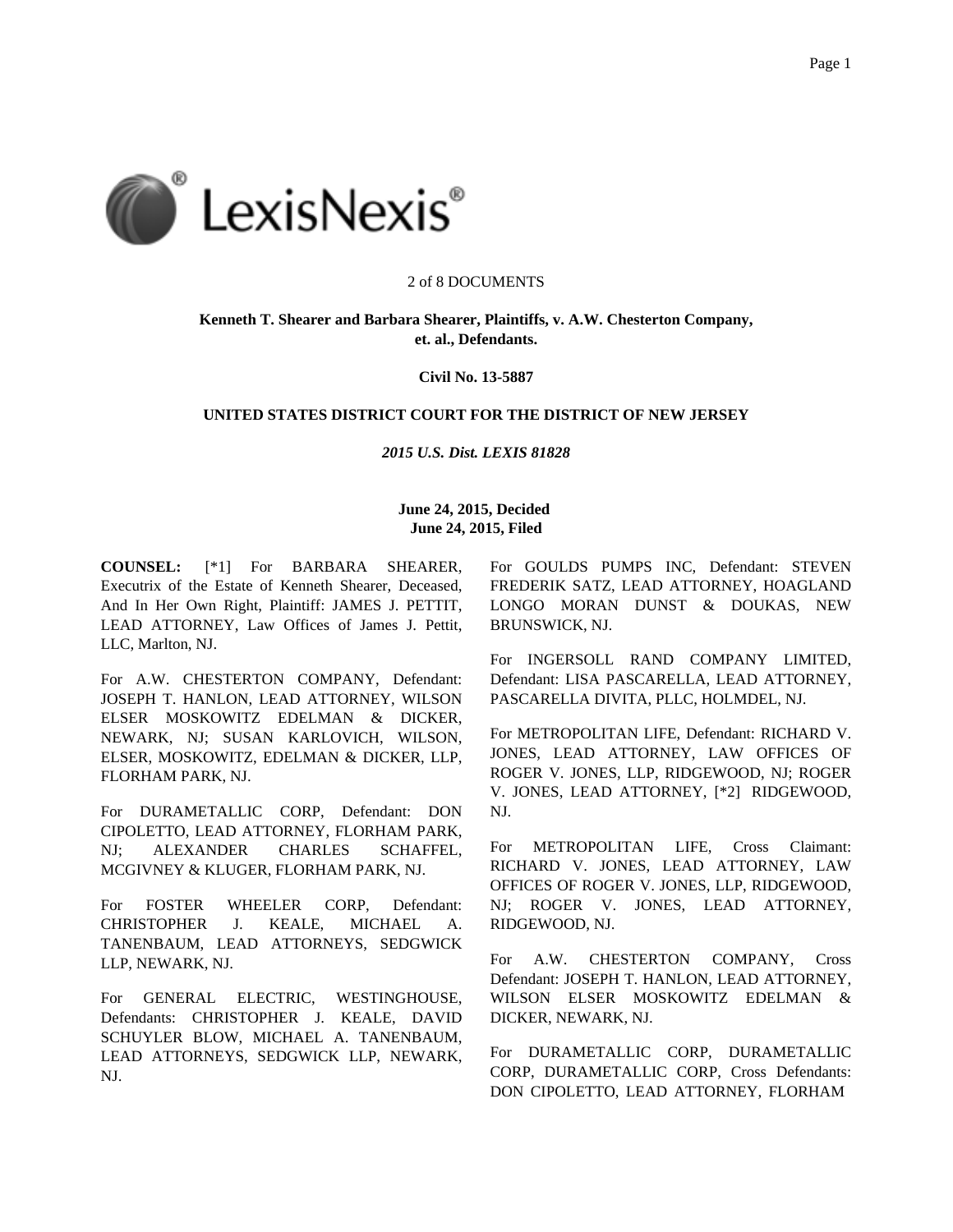2 of 8 DOCUMENTS

**Kenneth T. Shearer and Barbara Shearer, Plaintiffs, v. A.W. Chesterton Company, et. al., Defendants.**

**Civil No. 13-5887**

**UNITED STATES DISTRICT COURT FOR THE DISTRICT OF NEW JERSEY**

***2015 U.S. Dist. LEXIS 81828***

**June 24, 2015, Decided**
**June 24, 2015, Filed**

**COUNSEL:** [*1] For BARBARA SHEARER, Executrix of the Estate of Kenneth Shearer, Deceased, And In Her Own Right, Plaintiff: JAMES J. PETTIT, LEAD ATTORNEY, Law Offices of James J. Pettit, LLC, Marlton, NJ.

For A.W. CHESTERTON COMPANY, Defendant: JOSEPH T. HANLON, LEAD ATTORNEY, WILSON ELSER MOSKOWITZ EDELMAN & DICKER, NEWARK, NJ; SUSAN KARLOVICH, WILSON, ELSER, MOSKOWITZ, EDELMAN & DICKER, LLP, FLORHAM PARK, NJ.

For DURAMETALLIC CORP, Defendant: DON CIPOLETTO, LEAD ATTORNEY, FLORHAM PARK, NJ; ALEXANDER CHARLES SCHAFFEL, MCGIVNEY & KLUGER, FLORHAM PARK, NJ.

For FOSTER WHEELER CORP, Defendant: CHRISTOPHER J. KEALE, MICHAEL A. TANENBAUM, LEAD ATTORNEYS, SEDGWICK LLP, NEWARK, NJ.

For GENERAL ELECTRIC, WESTINGHOUSE, Defendants: CHRISTOPHER J. KEALE, DAVID SCHUYLER BLOW, MICHAEL A. TANENBAUM, LEAD ATTORNEYS, SEDGWICK LLP, NEWARK, NJ.

For GOULDS PUMPS INC, Defendant: STEVEN FREDERIK SATZ, LEAD ATTORNEY, HOAGLAND LONGO MORAN DUNST & DOUKAS, NEW BRUNSWICK, NJ.

For INGERSOLL RAND COMPANY LIMITED, Defendant: LISA PASCARELLA, LEAD ATTORNEY, PASCARELLA DIVITA, PLLC, HOLMDEL, NJ.

For METROPOLITAN LIFE, Defendant: RICHARD V. JONES, LEAD ATTORNEY, LAW OFFICES OF ROGER V. JONES, LLP, RIDGEWOOD, NJ; ROGER V. JONES, LEAD ATTORNEY, [*2] RIDGEWOOD, NJ.

For METROPOLITAN LIFE, Cross Claimant: RICHARD V. JONES, LEAD ATTORNEY, LAW OFFICES OF ROGER V. JONES, LLP, RIDGEWOOD, NJ; ROGER V. JONES, LEAD ATTORNEY, RIDGEWOOD, NJ.

For A.W. CHESTERTON COMPANY, Cross Defendant: JOSEPH T. HANLON, LEAD ATTORNEY, WILSON ELSER MOSKOWITZ EDELMAN & DICKER, NEWARK, NJ.

For DURAMETALLIC CORP, DURAMETALLIC CORP, DURAMETALLIC CORP, Cross Defendants: DON CIPOLETTO, LEAD ATTORNEY, FLORHAM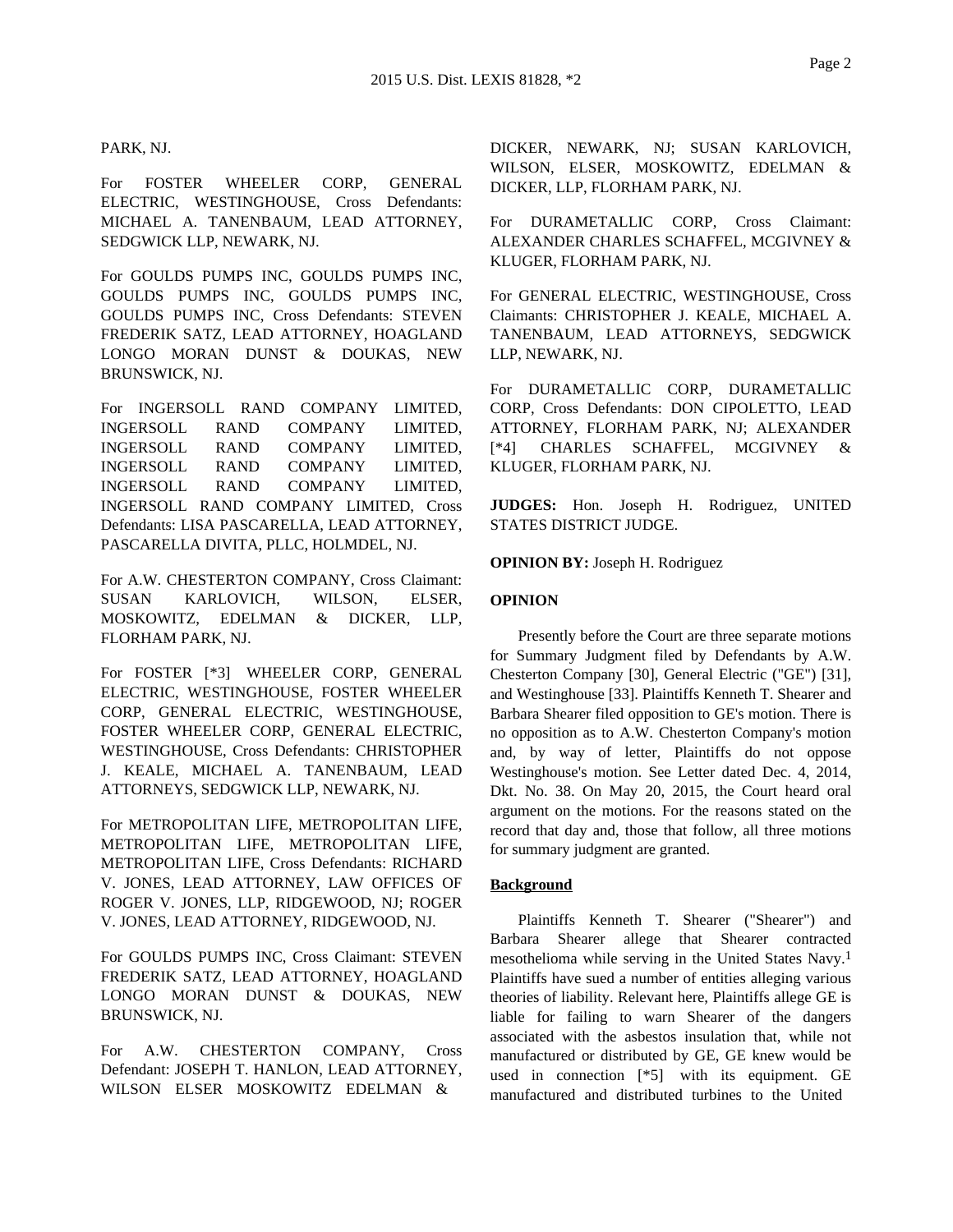PARK, NJ.

For FOSTER WHEELER CORP, GENERAL ELECTRIC, WESTINGHOUSE, Cross Defendants: MICHAEL A. TANENBAUM, LEAD ATTORNEY, SEDGWICK LLP, NEWARK, NJ.

For GOULDS PUMPS INC, GOULDS PUMPS INC, GOULDS PUMPS INC, GOULDS PUMPS INC, GOULDS PUMPS INC, Cross Defendants: STEVEN FREDERIK SATZ, LEAD ATTORNEY, HOAGLAND LONGO MORAN DUNST & DOUKAS, NEW BRUNSWICK, NJ.

For INGERSOLL RAND COMPANY LIMITED, INGERSOLL RAND COMPANY LIMITED, INGERSOLL RAND COMPANY LIMITED, INGERSOLL RAND COMPANY LIMITED, INGERSOLL RAND COMPANY LIMITED, INGERSOLL RAND COMPANY LIMITED, Cross Defendants: LISA PASCARELLA, LEAD ATTORNEY, PASCARELLA DIVITA, PLLC, HOLMDEL, NJ.

For A.W. CHESTERTON COMPANY, Cross Claimant: SUSAN KARLOVICH, WILSON, ELSER, MOSKOWITZ, EDELMAN & DICKER, LLP, FLORHAM PARK, NJ.

For FOSTER [*3] WHEELER CORP, GENERAL ELECTRIC, WESTINGHOUSE, FOSTER WHEELER CORP, GENERAL ELECTRIC, WESTINGHOUSE, FOSTER WHEELER CORP, GENERAL ELECTRIC, WESTINGHOUSE, Cross Defendants: CHRISTOPHER J. KEALE, MICHAEL A. TANENBAUM, LEAD ATTORNEYS, SEDGWICK LLP, NEWARK, NJ.

For METROPOLITAN LIFE, METROPOLITAN LIFE, METROPOLITAN LIFE, METROPOLITAN LIFE, METROPOLITAN LIFE, Cross Defendants: RICHARD V. JONES, LEAD ATTORNEY, LAW OFFICES OF ROGER V. JONES, LLP, RIDGEWOOD, NJ; ROGER V. JONES, LEAD ATTORNEY, RIDGEWOOD, NJ.

For GOULDS PUMPS INC, Cross Claimant: STEVEN FREDERIK SATZ, LEAD ATTORNEY, HOAGLAND LONGO MORAN DUNST & DOUKAS, NEW BRUNSWICK, NJ.

For A.W. CHESTERTON COMPANY, Cross Defendant: JOSEPH T. HANLON, LEAD ATTORNEY, WILSON ELSER MOSKOWITZ EDELMAN & DICKER, NEWARK, NJ; SUSAN KARLOVICH, WILSON, ELSER, MOSKOWITZ, EDELMAN & DICKER, LLP, FLORHAM PARK, NJ.

For DURAMETALLIC CORP, Cross Claimant: ALEXANDER CHARLES SCHAFFEL, MCGIVNEY & KLUGER, FLORHAM PARK, NJ.

For GENERAL ELECTRIC, WESTINGHOUSE, Cross Claimants: CHRISTOPHER J. KEALE, MICHAEL A. TANENBAUM, LEAD ATTORNEYS, SEDGWICK LLP, NEWARK, NJ.

For DURAMETALLIC CORP, DURAMETALLIC CORP, Cross Defendants: DON CIPOLETTO, LEAD ATTORNEY, FLORHAM PARK, NJ; ALEXANDER [*4] CHARLES SCHAFFEL, MCGIVNEY & KLUGER, FLORHAM PARK, NJ.

**JUDGES:** Hon. Joseph H. Rodriguez, UNITED STATES DISTRICT JUDGE.

**OPINION BY:** Joseph H. Rodriguez

**OPINION**

Presently before the Court are three separate motions for Summary Judgment filed by Defendants by A.W. Chesterton Company [30], General Electric ("GE") [31], and Westinghouse [33]. Plaintiffs Kenneth T. Shearer and Barbara Shearer filed opposition to GE's motion. There is no opposition as to A.W. Chesterton Company's motion and, by way of letter, Plaintiffs do not oppose Westinghouse's motion. See Letter dated Dec. 4, 2014, Dkt. No. 38. On May 20, 2015, the Court heard oral argument on the motions. For the reasons stated on the record that day and, those that follow, all three motions for summary judgment are granted.

**Background**

Plaintiffs Kenneth T. Shearer ("Shearer") and Barbara Shearer allege that Shearer contracted mesothelioma while serving in the United States Navy.[1] Plaintiffs have sued a number of entities alleging various theories of liability. Relevant here, Plaintiffs allege GE is liable for failing to warn Shearer of the dangers associated with the asbestos insulation that, while not manufactured or distributed by GE, GE knew would be used in connection [*5] with its equipment. GE manufactured and distributed turbines to the United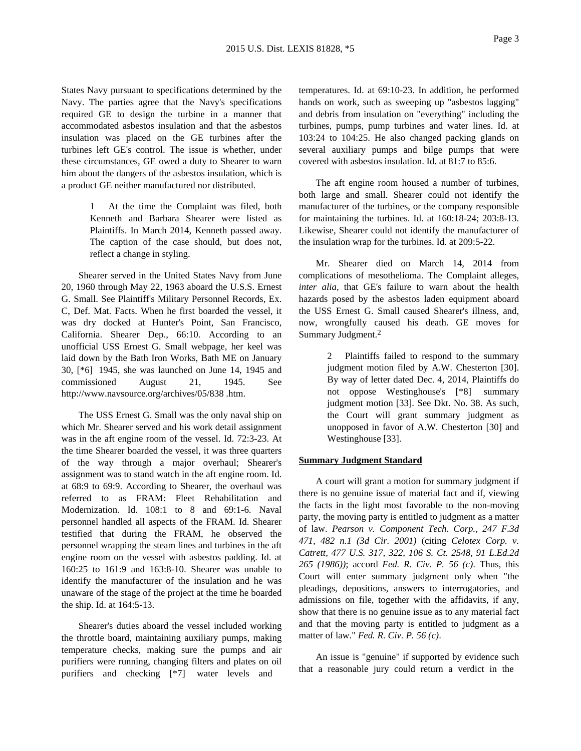States Navy pursuant to specifications determined by the Navy. The parties agree that the Navy's specifications required GE to design the turbine in a manner that accommodated asbestos insulation and that the asbestos insulation was placed on the GE turbines after the turbines left GE's control. The issue is whether, under these circumstances, GE owed a duty to Shearer to warn him about the dangers of the asbestos insulation, which is a product GE neither manufactured nor distributed.

> 1 At the time the Complaint was filed, both Kenneth and Barbara Shearer were listed as Plaintiffs. In March 2014, Kenneth passed away. The caption of the case should, but does not, reflect a change in styling.

Shearer served in the United States Navy from June 20, 1960 through May 22, 1963 aboard the U.S.S. Ernest G. Small. See Plaintiff's Military Personnel Records, Ex. C, Def. Mat. Facts. When he first boarded the vessel, it was dry docked at Hunter's Point, San Francisco, California. Shearer Dep., 66:10. According to an unofficial USS Ernest G. Small webpage, her keel was laid down by the Bath Iron Works, Bath ME on January 30, [*6] 1945, she was launched on June 14, 1945 and commissioned August 21, 1945. See http://www.navsource.org/archives/05/838 .htm.

The USS Ernest G. Small was the only naval ship on which Mr. Shearer served and his work detail assignment was in the aft engine room of the vessel. Id. 72:3-23. At the time Shearer boarded the vessel, it was three quarters of the way through a major overhaul; Shearer's assignment was to stand watch in the aft engine room. Id. at 68:9 to 69:9. According to Shearer, the overhaul was referred to as FRAM: Fleet Rehabilitation and Modernization. Id. 108:1 to 8 and 69:1-6. Naval personnel handled all aspects of the FRAM. Id. Shearer testified that during the FRAM, he observed the personnel wrapping the steam lines and turbines in the aft engine room on the vessel with asbestos padding. Id. at 160:25 to 161:9 and 163:8-10. Shearer was unable to identify the manufacturer of the insulation and he was unaware of the stage of the project at the time he boarded the ship. Id. at 164:5-13.

Shearer's duties aboard the vessel included working the throttle board, maintaining auxiliary pumps, making temperature checks, making sure the pumps and air purifiers were running, changing filters and plates on oil purifiers and checking [*7] water levels and temperatures. Id. at 69:10-23. In addition, he performed hands on work, such as sweeping up "asbestos lagging" and debris from insulation on "everything" including the turbines, pumps, pump turbines and water lines. Id. at 103:24 to 104:25. He also changed packing glands on several auxiliary pumps and bilge pumps that were covered with asbestos insulation. Id. at 81:7 to 85:6.

The aft engine room housed a number of turbines, both large and small. Shearer could not identify the manufacturer of the turbines, or the company responsible for maintaining the turbines. Id. at 160:18-24; 203:8-13. Likewise, Shearer could not identify the manufacturer of the insulation wrap for the turbines. Id. at 209:5-22.

Mr. Shearer died on March 14, 2014 from complications of mesothelioma. The Complaint alleges, *inter alia*, that GE's failure to warn about the health hazards posed by the asbestos laden equipment aboard the USS Ernest G. Small caused Shearer's illness, and, now, wrongfully caused his death. GE moves for Summary Judgment.[2]

> 2 Plaintiffs failed to respond to the summary judgment motion filed by A.W. Chesterton [30]. By way of letter dated Dec. 4, 2014, Plaintiffs do not oppose Westinghouse's [*8] summary judgment motion [33]. See Dkt. No. 38. As such, the Court will grant summary judgment as unopposed in favor of A.W. Chesterton [30] and Westinghouse [33].

**Summary Judgment Standard**

A court will grant a motion for summary judgment if there is no genuine issue of material fact and if, viewing the facts in the light most favorable to the non-moving party, the moving party is entitled to judgment as a matter of law. *Pearson v. Component Tech. Corp., 247 F.3d 471, 482 n.1 (3d Cir. 2001)* (citing *Celotex Corp. v. Catrett, 477 U.S. 317, 322, 106 S. Ct. 2548, 91 L.Ed.2d 265 (1986))*; accord *Fed. R. Civ. P. 56 (c)*. Thus, this Court will enter summary judgment only when "the pleadings, depositions, answers to interrogatories, and admissions on file, together with the affidavits, if any, show that there is no genuine issue as to any material fact and that the moving party is entitled to judgment as a matter of law." *Fed. R. Civ. P. 56 (c)*.

An issue is "genuine" if supported by evidence such that a reasonable jury could return a verdict in the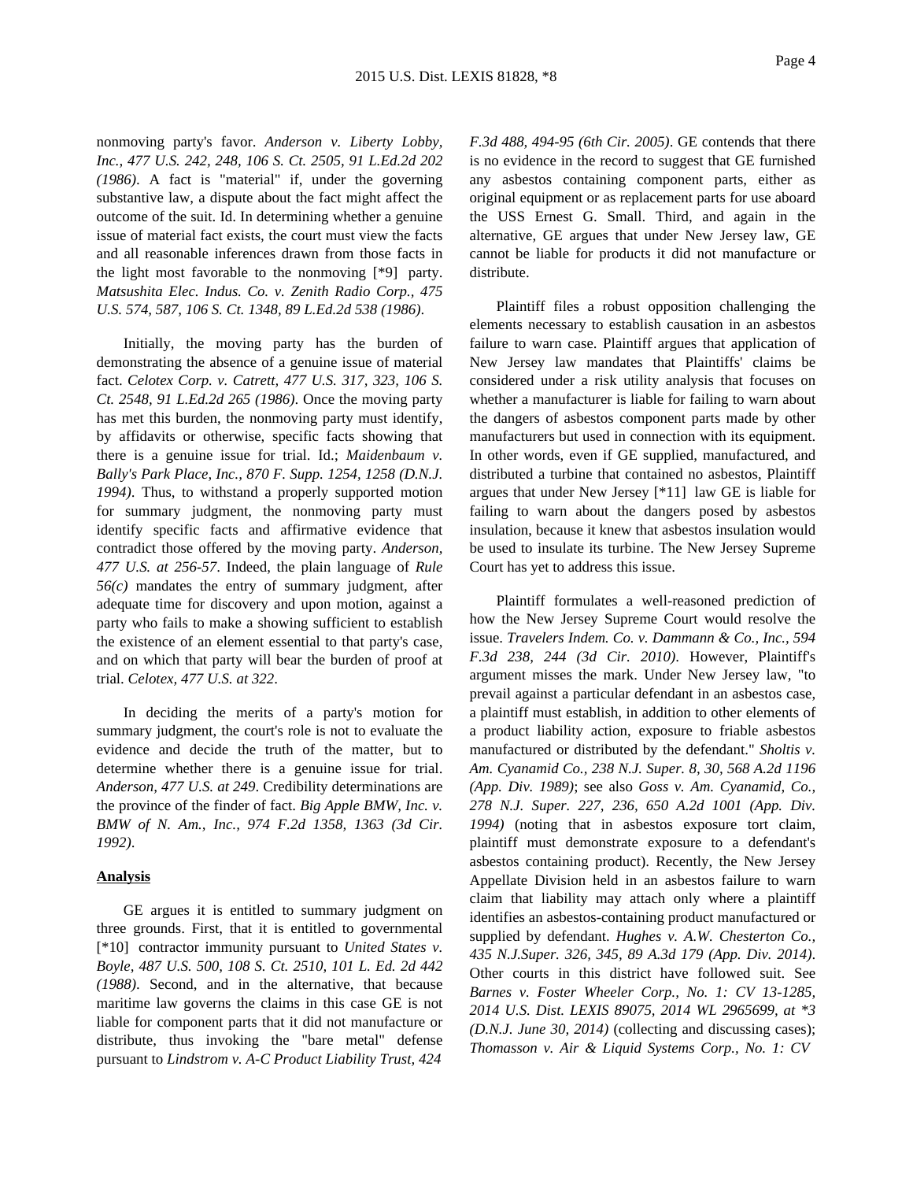nonmoving party's favor. *Anderson v. Liberty Lobby, Inc., 477 U.S. 242, 248, 106 S. Ct. 2505, 91 L.Ed.2d 202 (1986)*. A fact is "material" if, under the governing substantive law, a dispute about the fact might affect the outcome of the suit. Id. In determining whether a genuine issue of material fact exists, the court must view the facts and all reasonable inferences drawn from those facts in the light most favorable to the nonmoving [*9] party. *Matsushita Elec. Indus. Co. v. Zenith Radio Corp., 475 U.S. 574, 587, 106 S. Ct. 1348, 89 L.Ed.2d 538 (1986)*.

Initially, the moving party has the burden of demonstrating the absence of a genuine issue of material fact. *Celotex Corp. v. Catrett, 477 U.S. 317, 323, 106 S. Ct. 2548, 91 L.Ed.2d 265 (1986)*. Once the moving party has met this burden, the nonmoving party must identify, by affidavits or otherwise, specific facts showing that there is a genuine issue for trial. Id.; *Maidenbaum v. Bally's Park Place, Inc., 870 F. Supp. 1254, 1258 (D.N.J. 1994)*. Thus, to withstand a properly supported motion for summary judgment, the nonmoving party must identify specific facts and affirmative evidence that contradict those offered by the moving party. *Anderson, 477 U.S. at 256-57*. Indeed, the plain language of *Rule 56(c)* mandates the entry of summary judgment, after adequate time for discovery and upon motion, against a party who fails to make a showing sufficient to establish the existence of an element essential to that party's case, and on which that party will bear the burden of proof at trial. *Celotex, 477 U.S. at 322*.

In deciding the merits of a party's motion for summary judgment, the court's role is not to evaluate the evidence and decide the truth of the matter, but to determine whether there is a genuine issue for trial. *Anderson, 477 U.S. at 249*. Credibility determinations are the province of the finder of fact. *Big Apple BMW, Inc. v. BMW of N. Am., Inc., 974 F.2d 1358, 1363 (3d Cir. 1992)*.

**Analysis**

GE argues it is entitled to summary judgment on three grounds. First, that it is entitled to governmental [*10] contractor immunity pursuant to *United States v. Boyle, 487 U.S. 500, 108 S. Ct. 2510, 101 L. Ed. 2d 442 (1988)*. Second, and in the alternative, that because maritime law governs the claims in this case GE is not liable for component parts that it did not manufacture or distribute, thus invoking the "bare metal" defense pursuant to *Lindstrom v. A-C Product Liability Trust, 424 F.3d 488, 494-95 (6th Cir. 2005)*. GE contends that there is no evidence in the record to suggest that GE furnished any asbestos containing component parts, either as original equipment or as replacement parts for use aboard the USS Ernest G. Small. Third, and again in the alternative, GE argues that under New Jersey law, GE cannot be liable for products it did not manufacture or distribute.

Plaintiff files a robust opposition challenging the elements necessary to establish causation in an asbestos failure to warn case. Plaintiff argues that application of New Jersey law mandates that Plaintiffs' claims be considered under a risk utility analysis that focuses on whether a manufacturer is liable for failing to warn about the dangers of asbestos component parts made by other manufacturers but used in connection with its equipment. In other words, even if GE supplied, manufactured, and distributed a turbine that contained no asbestos, Plaintiff argues that under New Jersey [*11] law GE is liable for failing to warn about the dangers posed by asbestos insulation, because it knew that asbestos insulation would be used to insulate its turbine. The New Jersey Supreme Court has yet to address this issue.

Plaintiff formulates a well-reasoned prediction of how the New Jersey Supreme Court would resolve the issue. *Travelers Indem. Co. v. Dammann & Co., Inc., 594 F.3d 238, 244 (3d Cir. 2010)*. However, Plaintiff's argument misses the mark. Under New Jersey law, "to prevail against a particular defendant in an asbestos case, a plaintiff must establish, in addition to other elements of a product liability action, exposure to friable asbestos manufactured or distributed by the defendant." *Sholtis v. Am. Cyanamid Co., 238 N.J. Super. 8, 30, 568 A.2d 1196 (App. Div. 1989)*; see also *Goss v. Am. Cyanamid, Co., 278 N.J. Super. 227, 236, 650 A.2d 1001 (App. Div. 1994)* (noting that in asbestos exposure tort claim, plaintiff must demonstrate exposure to a defendant's asbestos containing product). Recently, the New Jersey Appellate Division held in an asbestos failure to warn claim that liability may attach only where a plaintiff identifies an asbestos-containing product manufactured or supplied by defendant. *Hughes v. A.W. Chesterton Co., 435 N.J.Super. 326, 345, 89 A.3d 179 (App. Div. 2014)*. Other courts in this district have followed suit. See *Barnes v. Foster Wheeler Corp., No. 1: CV 13-1285, 2014 U.S. Dist. LEXIS 89075, 2014 WL 2965699, at *3 (D.N.J. June 30, 2014)* (collecting and discussing cases); *Thomasson v. Air & Liquid Systems Corp., No. 1: CV*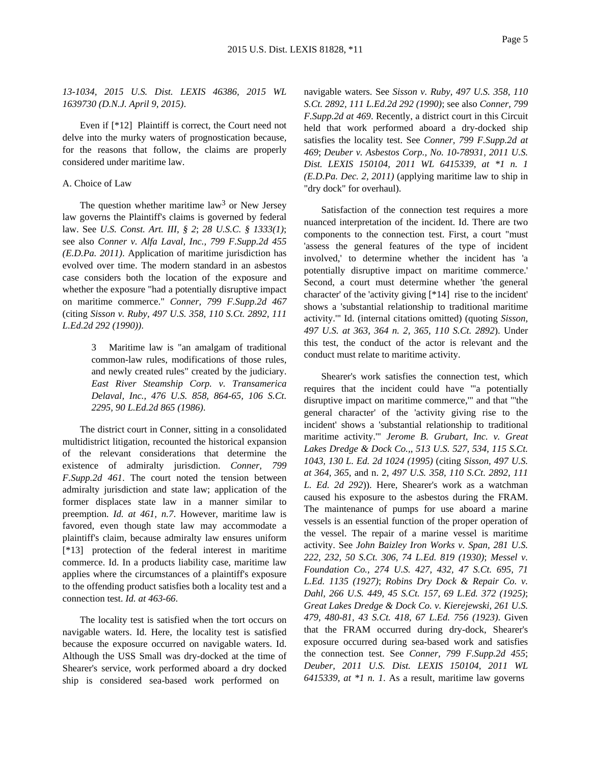*13-1034, 2015 U.S. Dist. LEXIS 46386, 2015 WL 1639730 (D.N.J. April 9, 2015)*.

Even if [*12] Plaintiff is correct, the Court need not delve into the murky waters of prognostication because, for the reasons that follow, the claims are properly considered under maritime law.

A. Choice of Law

The question whether maritime law[3] or New Jersey law governs the Plaintiff's claims is governed by federal law. See *U.S. Const. Art. III, § 2*; *28 U.S.C. § 1333(1)*; see also *Conner v. Alfa Laval, Inc., 799 F.Supp.2d 455 (E.D.Pa. 2011)*. Application of maritime jurisdiction has evolved over time. The modern standard in an asbestos case considers both the location of the exposure and whether the exposure "had a potentially disruptive impact on maritime commerce." *Conner, 799 F.Supp.2d 467* (citing *Sisson v. Ruby, 497 U.S. 358, 110 S.Ct. 2892, 111 L.Ed.2d 292 (1990)*).

> 3 Maritime law is "an amalgam of traditional common-law rules, modifications of those rules, and newly created rules" created by the judiciary. *East River Steamship Corp. v. Transamerica Delaval, Inc., 476 U.S. 858, 864-65, 106 S.Ct. 2295, 90 L.Ed.2d 865 (1986)*.

The district court in Conner, sitting in a consolidated multidistrict litigation, recounted the historical expansion of the relevant considerations that determine the existence of admiralty jurisdiction. *Conner, 799 F.Supp.2d 461*. The court noted the tension between admiralty jurisdiction and state law; application of the former displaces state law in a manner similar to preemption. *Id. at 461, n.7*. However, maritime law is favored, even though state law may accommodate a plaintiff's claim, because admiralty law ensures uniform [*13] protection of the federal interest in maritime commerce. Id. In a products liability case, maritime law applies where the circumstances of a plaintiff's exposure to the offending product satisfies both a locality test and a connection test. *Id. at 463-66*.

The locality test is satisfied when the tort occurs on navigable waters. Id. Here, the locality test is satisfied because the exposure occurred on navigable waters. Id. Although the USS Small was dry-docked at the time of Shearer's service, work performed aboard a dry docked ship is considered sea-based work performed on navigable waters. See *Sisson v. Ruby, 497 U.S. 358, 110 S.Ct. 2892, 111 L.Ed.2d 292 (1990)*; see also *Conner, 799 F.Supp.2d at 469*. Recently, a district court in this Circuit held that work performed aboard a dry-docked ship satisfies the locality test. See *Conner, 799 F.Supp.2d at 469*; *Deuber v. Asbestos Corp., No. 10-78931, 2011 U.S. Dist. LEXIS 150104, 2011 WL 6415339, at *1 n. 1 (E.D.Pa. Dec. 2, 2011)* (applying maritime law to ship in "dry dock" for overhaul).

Satisfaction of the connection test requires a more nuanced interpretation of the incident. Id. There are two components to the connection test. First, a court "must 'assess the general features of the type of incident involved,' to determine whether the incident has 'a potentially disruptive impact on maritime commerce.' Second, a court must determine whether 'the general character' of the 'activity giving [*14] rise to the incident' shows a 'substantial relationship to traditional maritime activity.'" Id. (internal citations omitted) (quoting *Sisson, 497 U.S. at 363, 364 n. 2, 365, 110 S.Ct. 2892*). Under this test, the conduct of the actor is relevant and the conduct must relate to maritime activity.

Shearer's work satisfies the connection test, which requires that the incident could have "'a potentially disruptive impact on maritime commerce,'" and that "'the general character' of the 'activity giving rise to the incident' shows a 'substantial relationship to traditional maritime activity.'" *Jerome B. Grubart, Inc. v. Great Lakes Dredge & Dock Co.,, 513 U.S. 527, 534, 115 S.Ct. 1043, 130 L. Ed. 2d 1024 (1995)* (citing *Sisson, 497 U.S. at 364, 365*, and n. 2, *497 U.S. 358, 110 S.Ct. 2892, 111 L. Ed. 2d 292*)). Here, Shearer's work as a watchman caused his exposure to the asbestos during the FRAM. The maintenance of pumps for use aboard a marine vessels is an essential function of the proper operation of the vessel. The repair of a marine vessel is maritime activity. See *John Baizley Iron Works v. Span, 281 U.S. 222, 232, 50 S.Ct. 306, 74 L.Ed. 819 (1930)*; *Messel v. Foundation Co., 274 U.S. 427, 432, 47 S.Ct. 695, 71 L.Ed. 1135 (1927)*; *Robins Dry Dock & Repair Co. v. Dahl, 266 U.S. 449, 45 S.Ct. 157, 69 L.Ed. 372 (1925)*; *Great Lakes Dredge & Dock Co. v. Kierejewski, 261 U.S. 479, 480-81, 43 S.Ct. 418, 67 L.Ed. 756 (1923)*. Given that the FRAM occurred during dry-dock, Shearer's exposure occurred during sea-based work and satisfies the connection test. See *Conner, 799 F.Supp.2d 455*; *Deuber, 2011 U.S. Dist. LEXIS 150104, 2011 WL 6415339, at *1 n. 1*. As a result, maritime law governs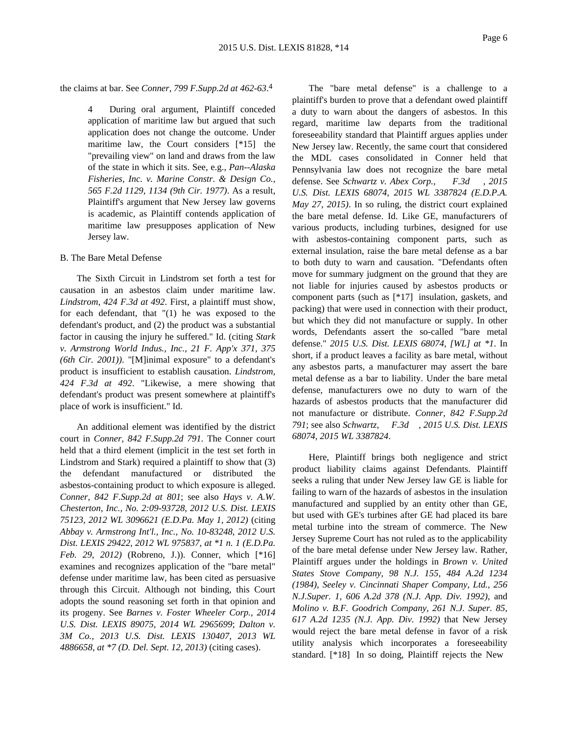the claims at bar. See *Conner, 799 F.Supp.2d at 462-63*.[4]

> 4 During oral argument, Plaintiff conceded application of maritime law but argued that such application does not change the outcome. Under maritime law, the Court considers [*15] the "prevailing view" on land and draws from the law of the state in which it sits. See, e.g., *Pan--Alaska Fisheries, Inc. v. Marine Constr. & Design Co., 565 F.2d 1129, 1134 (9th Cir. 1977)*. As a result, Plaintiff's argument that New Jersey law governs is academic, as Plaintiff contends application of maritime law presupposes application of New Jersey law.

B. The Bare Metal Defense

The Sixth Circuit in Lindstrom set forth a test for causation in an asbestos claim under maritime law. *Lindstrom, 424 F.3d at 492*. First, a plaintiff must show, for each defendant, that "(1) he was exposed to the defendant's product, and (2) the product was a substantial factor in causing the injury he suffered." Id. (citing *Stark v. Armstrong World Indus., Inc., 21 F. App'x 371, 375 (6th Cir. 2001))*. "[M]inimal exposure" to a defendant's product is insufficient to establish causation. *Lindstrom, 424 F.3d at 492*. "Likewise, a mere showing that defendant's product was present somewhere at plaintiff's place of work is insufficient." Id.

An additional element was identified by the district court in *Conner, 842 F.Supp.2d 791*. The Conner court held that a third element (implicit in the test set forth in Lindstrom and Stark) required a plaintiff to show that (3) the defendant manufactured or distributed the asbestos-containing product to which exposure is alleged. *Conner, 842 F.Supp.2d at 801*; see also *Hays v. A.W. Chesterton, Inc., No. 2:09-93728, 2012 U.S. Dist. LEXIS 75123, 2012 WL 3096621 (E.D.Pa. May 1, 2012)* (citing *Abbay v. Armstrong Int'l., Inc., No. 10-83248, 2012 U.S. Dist. LEXIS 29422, 2012 WL 975837, at *1 n. 1 (E.D.Pa. Feb. 29, 2012)* (Robreno, J.)). Conner, which [*16] examines and recognizes application of the "bare metal" defense under maritime law, has been cited as persuasive through this Circuit. Although not binding, this Court adopts the sound reasoning set forth in that opinion and its progeny. See *Barnes v. Foster Wheeler Corp., 2014 U.S. Dist. LEXIS 89075, 2014 WL 2965699*; *Dalton v. 3M Co., 2013 U.S. Dist. LEXIS 130407, 2013 WL 4886658, at *7 (D. Del. Sept. 12, 2013)* (citing cases).

The "bare metal defense" is a challenge to a plaintiff's burden to prove that a defendant owed plaintiff a duty to warn about the dangers of asbestos. In this regard, maritime law departs from the traditional foreseeability standard that Plaintiff argues applies under New Jersey law. Recently, the same court that considered the MDL cases consolidated in Conner held that Pennsylvania law does not recognize the bare metal defense. See *Schwartz v. Abex Corp., F.3d , 2015 U.S. Dist. LEXIS 68074, 2015 WL 3387824 (E.D.P.A. May 27, 2015)*. In so ruling, the district court explained the bare metal defense. Id. Like GE, manufacturers of various products, including turbines, designed for use with asbestos-containing component parts, such as external insulation, raise the bare metal defense as a bar to both duty to warn and causation. "Defendants often move for summary judgment on the ground that they are not liable for injuries caused by asbestos products or component parts (such as [*17] insulation, gaskets, and packing) that were used in connection with their product, but which they did not manufacture or supply. In other words, Defendants assert the so-called "bare metal defense." *2015 U.S. Dist. LEXIS 68074, [WL] at *1*. In short, if a product leaves a facility as bare metal, without any asbestos parts, a manufacturer may assert the bare metal defense as a bar to liability. Under the bare metal defense, manufacturers owe no duty to warn of the hazards of asbestos products that the manufacturer did not manufacture or distribute. *Conner, 842 F.Supp.2d 791*; see also *Schwartz, F.3d , 2015 U.S. Dist. LEXIS 68074, 2015 WL 3387824*.

Here, Plaintiff brings both negligence and strict product liability claims against Defendants. Plaintiff seeks a ruling that under New Jersey law GE is liable for failing to warn of the hazards of asbestos in the insulation manufactured and supplied by an entity other than GE, but used with GE's turbines after GE had placed its bare metal turbine into the stream of commerce. The New Jersey Supreme Court has not ruled as to the applicability of the bare metal defense under New Jersey law. Rather, Plaintiff argues under the holdings in *Brown v. United States Stove Company, 98 N.J. 155, 484 A.2d 1234 (1984)*, *Seeley v. Cincinnati Shaper Company, Ltd., 256 N.J.Super. 1, 606 A.2d 378 (N.J. App. Div. 1992)*, and *Molino v. B.F. Goodrich Company, 261 N.J. Super. 85, 617 A.2d 1235 (N.J. App. Div. 1992)* that New Jersey would reject the bare metal defense in favor of a risk utility analysis which incorporates a foreseeability standard. [*18] In so doing, Plaintiff rejects the New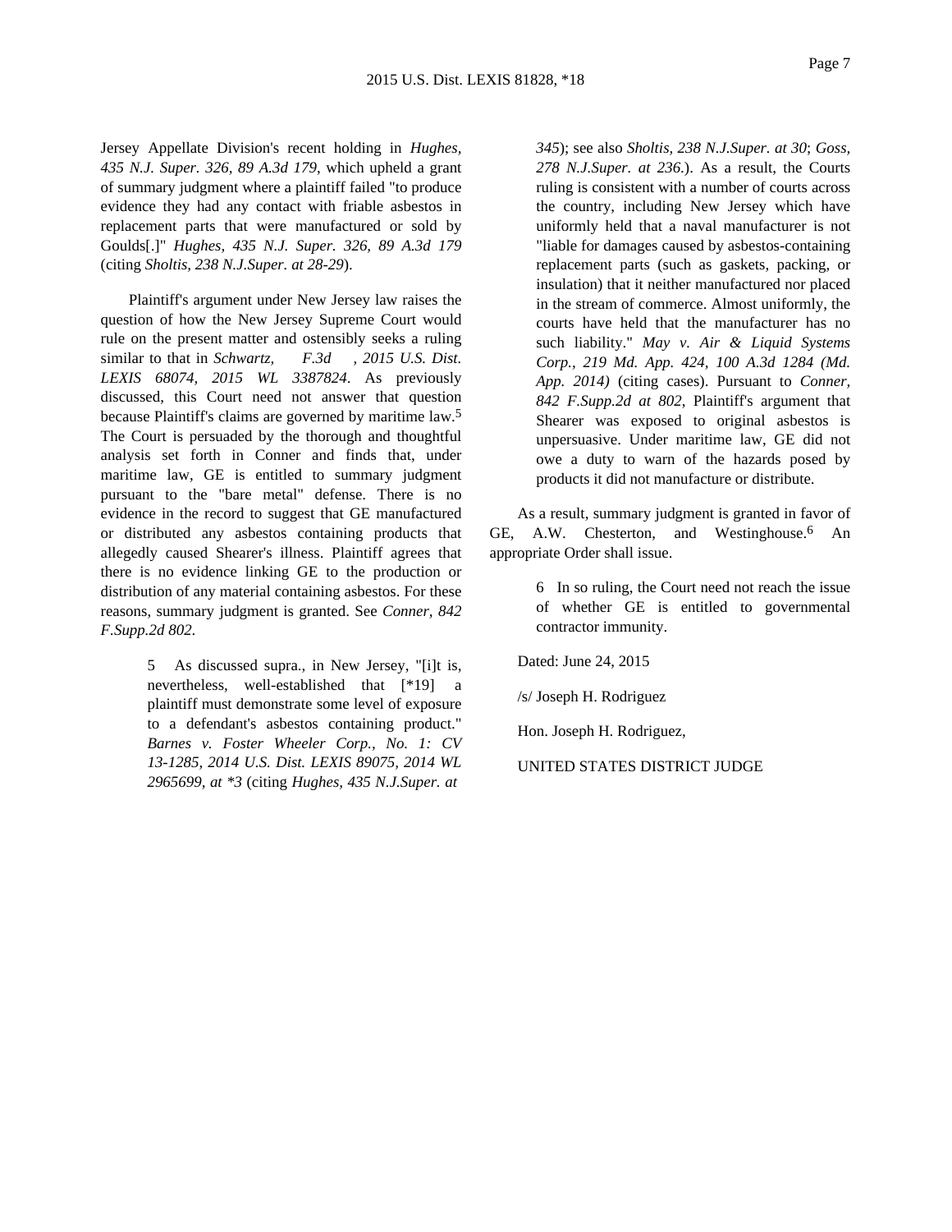Jersey Appellate Division's recent holding in *Hughes, 435 N.J. Super. 326, 89 A.3d 179*, which upheld a grant of summary judgment where a plaintiff failed "to produce evidence they had any contact with friable asbestos in replacement parts that were manufactured or sold by Goulds[.]" *Hughes, 435 N.J. Super. 326, 89 A.3d 179* (citing *Sholtis, 238 N.J.Super. at 28-29*).

Plaintiff's argument under New Jersey law raises the question of how the New Jersey Supreme Court would rule on the present matter and ostensibly seeks a ruling similar to that in *Schwartz, F.3d , 2015 U.S. Dist. LEXIS 68074, 2015 WL 3387824*. As previously discussed, this Court need not answer that question because Plaintiff's claims are governed by maritime law.[5] The Court is persuaded by the thorough and thoughtful analysis set forth in Conner and finds that, under maritime law, GE is entitled to summary judgment pursuant to the "bare metal" defense. There is no evidence in the record to suggest that GE manufactured or distributed any asbestos containing products that allegedly caused Shearer's illness. Plaintiff agrees that there is no evidence linking GE to the production or distribution of any material containing asbestos. For these reasons, summary judgment is granted. See *Conner, 842 F.Supp.2d 802*.

> 5 As discussed supra., in New Jersey, "[i]t is, nevertheless, well-established that [*19] a plaintiff must demonstrate some level of exposure to a defendant's asbestos containing product." *Barnes v. Foster Wheeler Corp., No. 1: CV 13-1285, 2014 U.S. Dist. LEXIS 89075, 2014 WL 2965699, at *3* (citing *Hughes, 435 N.J.Super. at 345*); see also *Sholtis, 238 N.J.Super. at 30*; *Goss, 278 N.J.Super. at 236*.). As a result, the Courts ruling is consistent with a number of courts across the country, including New Jersey which have uniformly held that a naval manufacturer is not "liable for damages caused by asbestos-containing replacement parts (such as gaskets, packing, or insulation) that it neither manufactured nor placed in the stream of commerce. Almost uniformly, the courts have held that the manufacturer has no such liability." *May v. Air & Liquid Systems Corp., 219 Md. App. 424, 100 A.3d 1284 (Md. App. 2014)* (citing cases). Pursuant to *Conner, 842 F.Supp.2d at 802*, Plaintiff's argument that Shearer was exposed to original asbestos is unpersuasive. Under maritime law, GE did not owe a duty to warn of the hazards posed by products it did not manufacture or distribute.

As a result, summary judgment is granted in favor of GE, A.W. Chesterton, and Westinghouse.[6] An appropriate Order shall issue.

> 6 In so ruling, the Court need not reach the issue of whether GE is entitled to governmental contractor immunity.

Dated: June 24, 2015

/s/ Joseph H. Rodriguez

Hon. Joseph H. Rodriguez,

UNITED STATES DISTRICT JUDGE